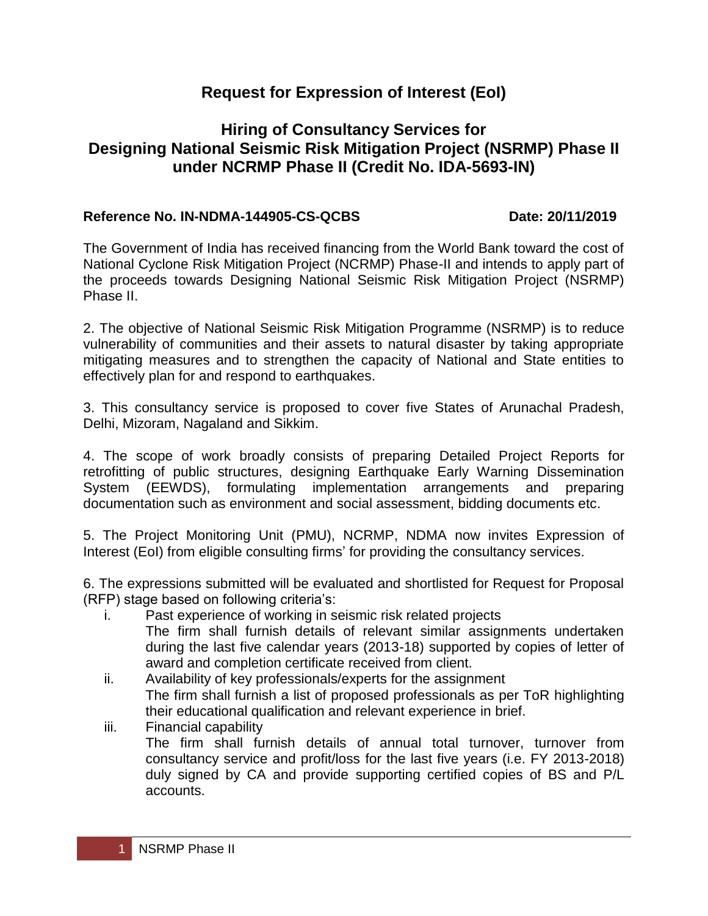# Request for Expression of Interest (EoI)

## Hiring of Consultancy Services for Designing National Seismic Risk Mitigation Project (NSRMP) Phase II under NCRMP Phase II (Credit No. IDA-5693-IN)

**Reference No. IN-NDMA-144905-CS-QCBS** **Date: 20/11/2019**

The Government of India has received financing from the World Bank toward the cost of National Cyclone Risk Mitigation Project (NCRMP) Phase-II and intends to apply part of the proceeds towards Designing National Seismic Risk Mitigation Project (NSRMP) Phase II.

2. The objective of National Seismic Risk Mitigation Programme (NSRMP) is to reduce vulnerability of communities and their assets to natural disaster by taking appropriate mitigating measures and to strengthen the capacity of National and State entities to effectively plan for and respond to earthquakes.

3. This consultancy service is proposed to cover five States of Arunachal Pradesh, Delhi, Mizoram, Nagaland and Sikkim.

4. The scope of work broadly consists of preparing Detailed Project Reports for retrofitting of public structures, designing Earthquake Early Warning Dissemination System (EEWDS), formulating implementation arrangements and preparing documentation such as environment and social assessment, bidding documents etc.

5. The Project Monitoring Unit (PMU), NCRMP, NDMA now invites Expression of Interest (EoI) from eligible consulting firms' for providing the consultancy services.

6. The expressions submitted will be evaluated and shortlisted for Request for Proposal (RFP) stage based on following criteria's:

i. Past experience of working in seismic risk related projects
   The firm shall furnish details of relevant similar assignments undertaken during the last five calendar years (2013-18) supported by copies of letter of award and completion certificate received from client.

ii. Availability of key professionals/experts for the assignment
   The firm shall furnish a list of proposed professionals as per ToR highlighting their educational qualification and relevant experience in brief.

iii. Financial capability
   The firm shall furnish details of annual total turnover, turnover from consultancy service and profit/loss for the last five years (i.e. FY 2013-2018) duly signed by CA and provide supporting certified copies of BS and P/L accounts.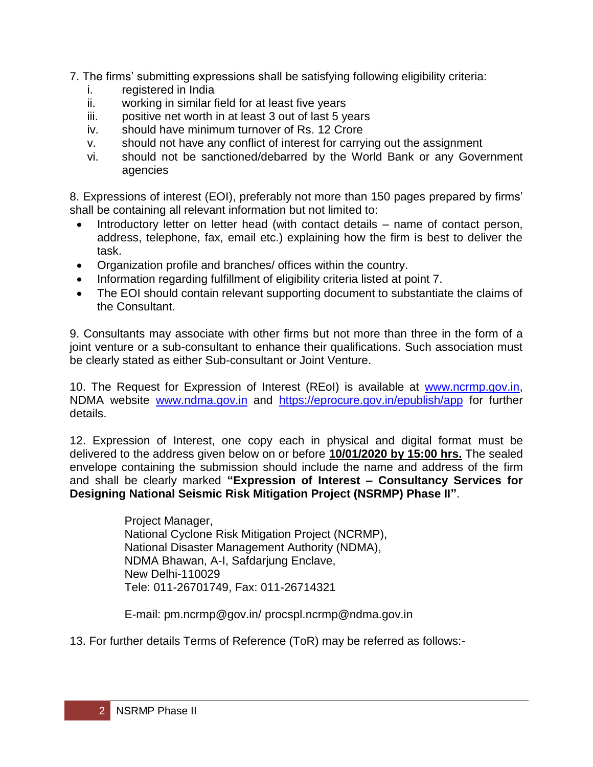7. The firms' submitting expressions shall be satisfying following eligibility criteria:

   i. registered in India
   ii. working in similar field for at least five years
   iii. positive net worth in at least 3 out of last 5 years
   iv. should have minimum turnover of Rs. 12 Crore
   v. should not have any conflict of interest for carrying out the assignment
   vi. should not be sanctioned/debarred by the World Bank or any Government agencies

8. Expressions of interest (EOI), preferably not more than 150 pages prepared by firms' shall be containing all relevant information but not limited to:

- Introductory letter on letter head (with contact details – name of contact person, address, telephone, fax, email etc.) explaining how the firm is best to deliver the task.
- Organization profile and branches/ offices within the country.
- Information regarding fulfillment of eligibility criteria listed at point 7.
- The EOI should contain relevant supporting document to substantiate the claims of the Consultant.

9. Consultants may associate with other firms but not more than three in the form of a joint venture or a sub-consultant to enhance their qualifications. Such association must be clearly stated as either Sub-consultant or Joint Venture.

10. The Request for Expression of Interest (REoI) is available at www.ncrmp.gov.in, NDMA website www.ndma.gov.in and https://eprocure.gov.in/epublish/app for further details.

12. Expression of Interest, one copy each in physical and digital format must be delivered to the address given below on or before **10/01/2020 by 15:00 hrs.** The sealed envelope containing the submission should include the name and address of the firm and shall be clearly marked **"Expression of Interest – Consultancy Services for Designing National Seismic Risk Mitigation Project (NSRMP) Phase II"**.

Project Manager,
National Cyclone Risk Mitigation Project (NCRMP),
National Disaster Management Authority (NDMA),
NDMA Bhawan, A-I, Safdarjung Enclave,
New Delhi-110029
Tele: 011-26701749, Fax: 011-26714321

E-mail: pm.ncrmp@gov.in/ procspl.ncrmp@ndma.gov.in

13. For further details Terms of Reference (ToR) may be referred as follows:-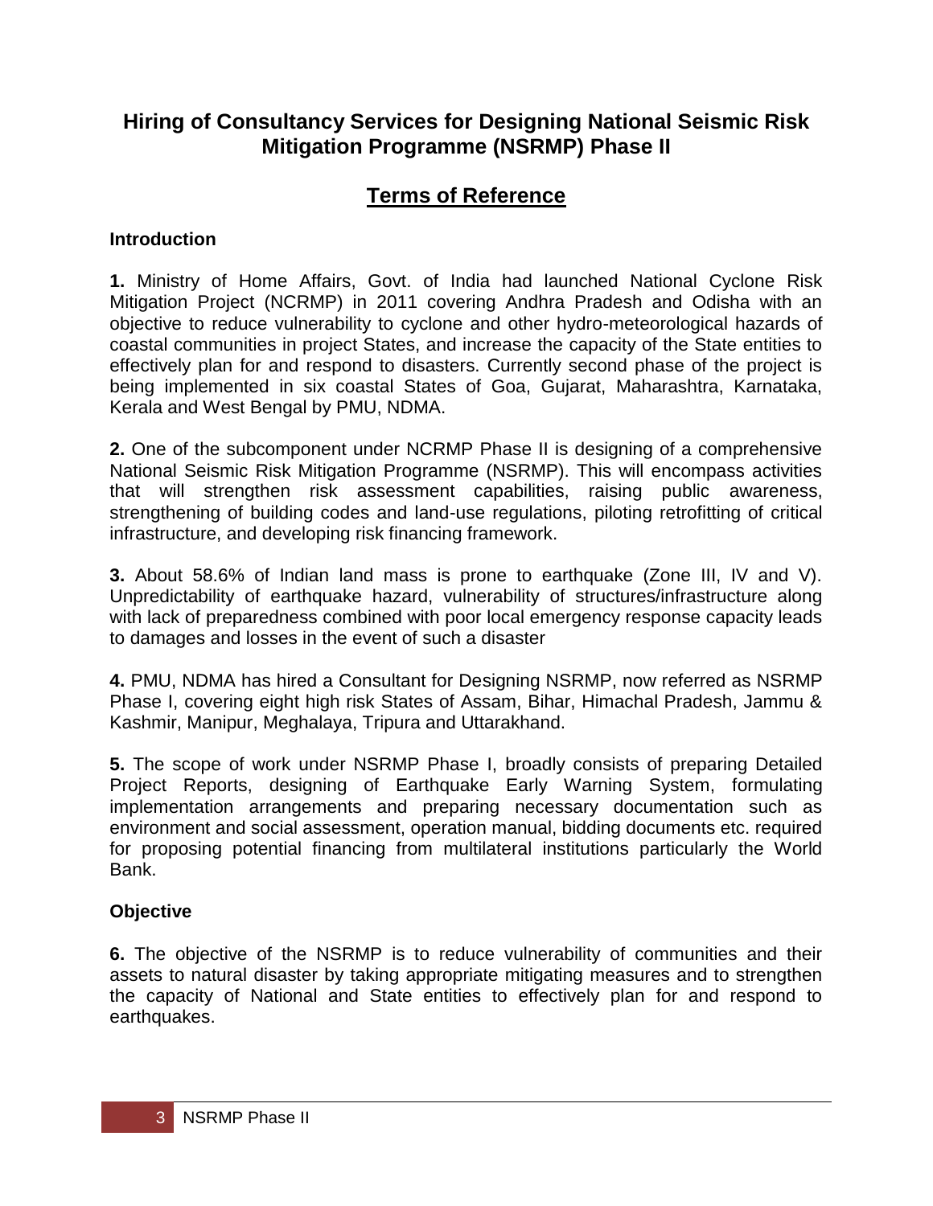## Hiring of Consultancy Services for Designing National Seismic Risk Mitigation Programme (NSRMP) Phase II

# Terms of Reference

### Introduction

**1.** Ministry of Home Affairs, Govt. of India had launched National Cyclone Risk Mitigation Project (NCRMP) in 2011 covering Andhra Pradesh and Odisha with an objective to reduce vulnerability to cyclone and other hydro-meteorological hazards of coastal communities in project States, and increase the capacity of the State entities to effectively plan for and respond to disasters. Currently second phase of the project is being implemented in six coastal States of Goa, Gujarat, Maharashtra, Karnataka, Kerala and West Bengal by PMU, NDMA.

**2.** One of the subcomponent under NCRMP Phase II is designing of a comprehensive National Seismic Risk Mitigation Programme (NSRMP). This will encompass activities that will strengthen risk assessment capabilities, raising public awareness, strengthening of building codes and land-use regulations, piloting retrofitting of critical infrastructure, and developing risk financing framework.

**3.** About 58.6% of Indian land mass is prone to earthquake (Zone III, IV and V). Unpredictability of earthquake hazard, vulnerability of structures/infrastructure along with lack of preparedness combined with poor local emergency response capacity leads to damages and losses in the event of such a disaster

**4.** PMU, NDMA has hired a Consultant for Designing NSRMP, now referred as NSRMP Phase I, covering eight high risk States of Assam, Bihar, Himachal Pradesh, Jammu & Kashmir, Manipur, Meghalaya, Tripura and Uttarakhand.

**5.** The scope of work under NSRMP Phase I, broadly consists of preparing Detailed Project Reports, designing of Earthquake Early Warning System, formulating implementation arrangements and preparing necessary documentation such as environment and social assessment, operation manual, bidding documents etc. required for proposing potential financing from multilateral institutions particularly the World Bank.

### Objective

**6.** The objective of the NSRMP is to reduce vulnerability of communities and their assets to natural disaster by taking appropriate mitigating measures and to strengthen the capacity of National and State entities to effectively plan for and respond to earthquakes.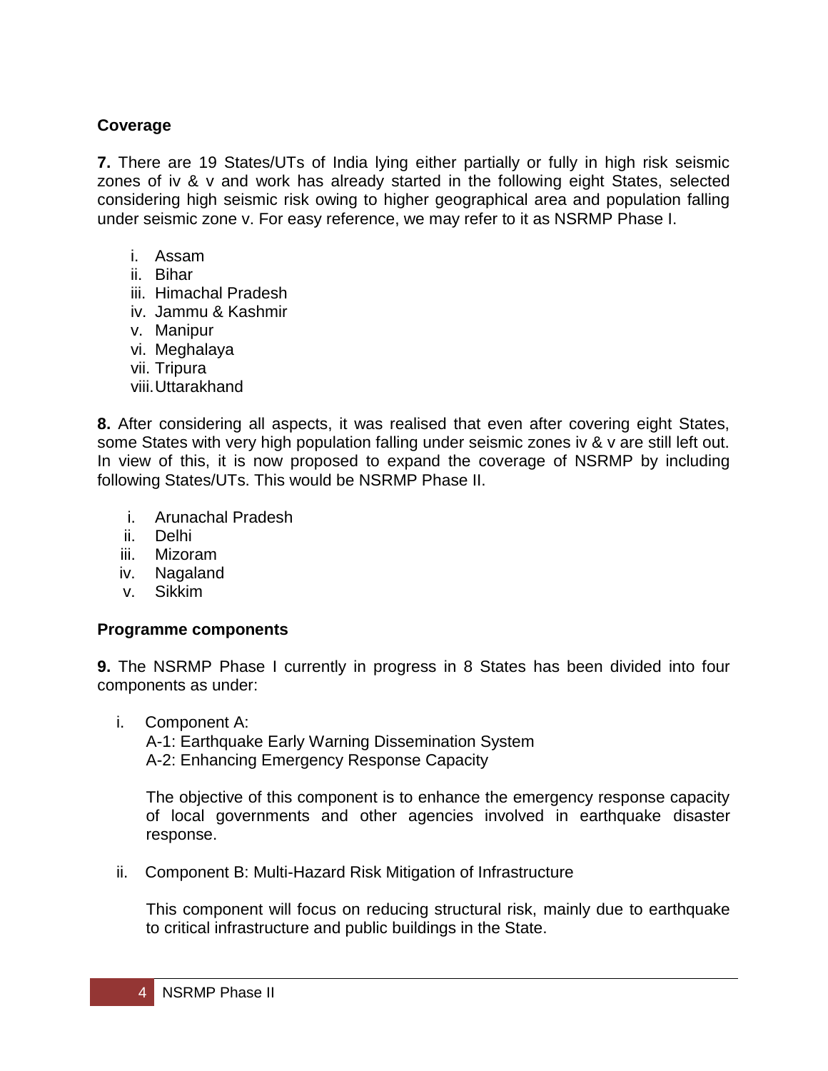## Coverage

**7.** There are 19 States/UTs of India lying either partially or fully in high risk seismic zones of iv & v and work has already started in the following eight States, selected considering high seismic risk owing to higher geographical area and population falling under seismic zone v. For easy reference, we may refer to it as NSRMP Phase I.

i. Assam
ii. Bihar
iii. Himachal Pradesh
iv. Jammu & Kashmir
v. Manipur
vi. Meghalaya
vii. Tripura
viii. Uttarakhand

**8.** After considering all aspects, it was realised that even after covering eight States, some States with very high population falling under seismic zones iv & v are still left out. In view of this, it is now proposed to expand the coverage of NSRMP by including following States/UTs. This would be NSRMP Phase II.

i. Arunachal Pradesh
ii. Delhi
iii. Mizoram
iv. Nagaland
v. Sikkim

## Programme components

**9.** The NSRMP Phase I currently in progress in 8 States has been divided into four components as under:

i. Component A:
   A-1: Earthquake Early Warning Dissemination System
   A-2: Enhancing Emergency Response Capacity

   The objective of this component is to enhance the emergency response capacity of local governments and other agencies involved in earthquake disaster response.

ii. Component B: Multi-Hazard Risk Mitigation of Infrastructure

   This component will focus on reducing structural risk, mainly due to earthquake to critical infrastructure and public buildings in the State.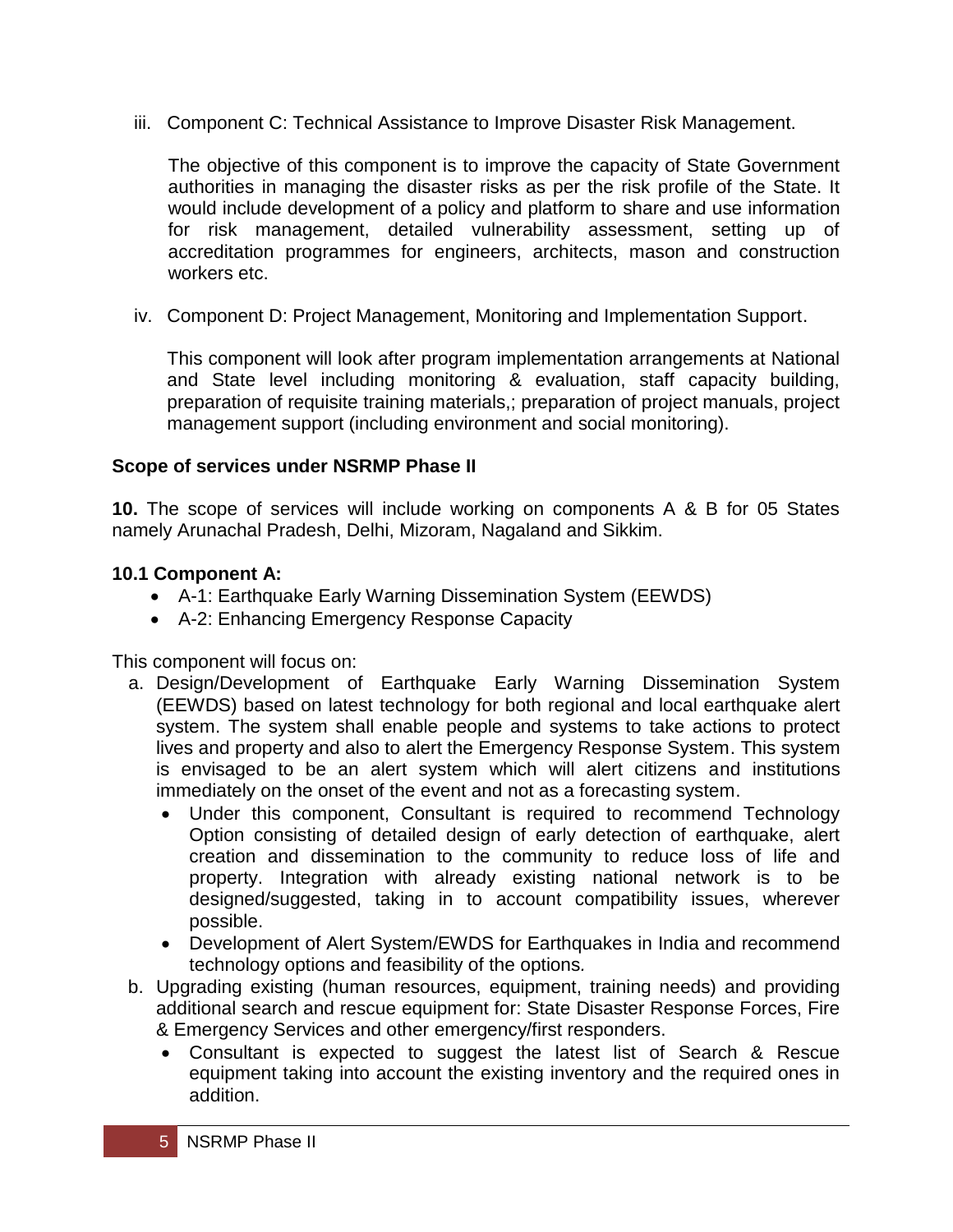iii. Component C: Technical Assistance to Improve Disaster Risk Management.

The objective of this component is to improve the capacity of State Government authorities in managing the disaster risks as per the risk profile of the State. It would include development of a policy and platform to share and use information for risk management, detailed vulnerability assessment, setting up of accreditation programmes for engineers, architects, mason and construction workers etc.

iv. Component D: Project Management, Monitoring and Implementation Support.

This component will look after program implementation arrangements at National and State level including monitoring & evaluation, staff capacity building, preparation of requisite training materials,; preparation of project manuals, project management support (including environment and social monitoring).

**Scope of services under NSRMP Phase II**

**10.** The scope of services will include working on components A & B for 05 States namely Arunachal Pradesh, Delhi, Mizoram, Nagaland and Sikkim.

**10.1 Component A:**

- A-1: Earthquake Early Warning Dissemination System (EEWDS)
- A-2: Enhancing Emergency Response Capacity

This component will focus on:

a. Design/Development of Earthquake Early Warning Dissemination System (EEWDS) based on latest technology for both regional and local earthquake alert system. The system shall enable people and systems to take actions to protect lives and property and also to alert the Emergency Response System. This system is envisaged to be an alert system which will alert citizens and institutions immediately on the onset of the event and not as a forecasting system.
   - Under this component, Consultant is required to recommend Technology Option consisting of detailed design of early detection of earthquake, alert creation and dissemination to the community to reduce loss of life and property. Integration with already existing national network is to be designed/suggested, taking in to account compatibility issues, wherever possible.
   - Development of Alert System/EWDS for Earthquakes in India and recommend technology options and feasibility of the options.

b. Upgrading existing (human resources, equipment, training needs) and providing additional search and rescue equipment for: State Disaster Response Forces, Fire & Emergency Services and other emergency/first responders.
   - Consultant is expected to suggest the latest list of Search & Rescue equipment taking into account the existing inventory and the required ones in addition.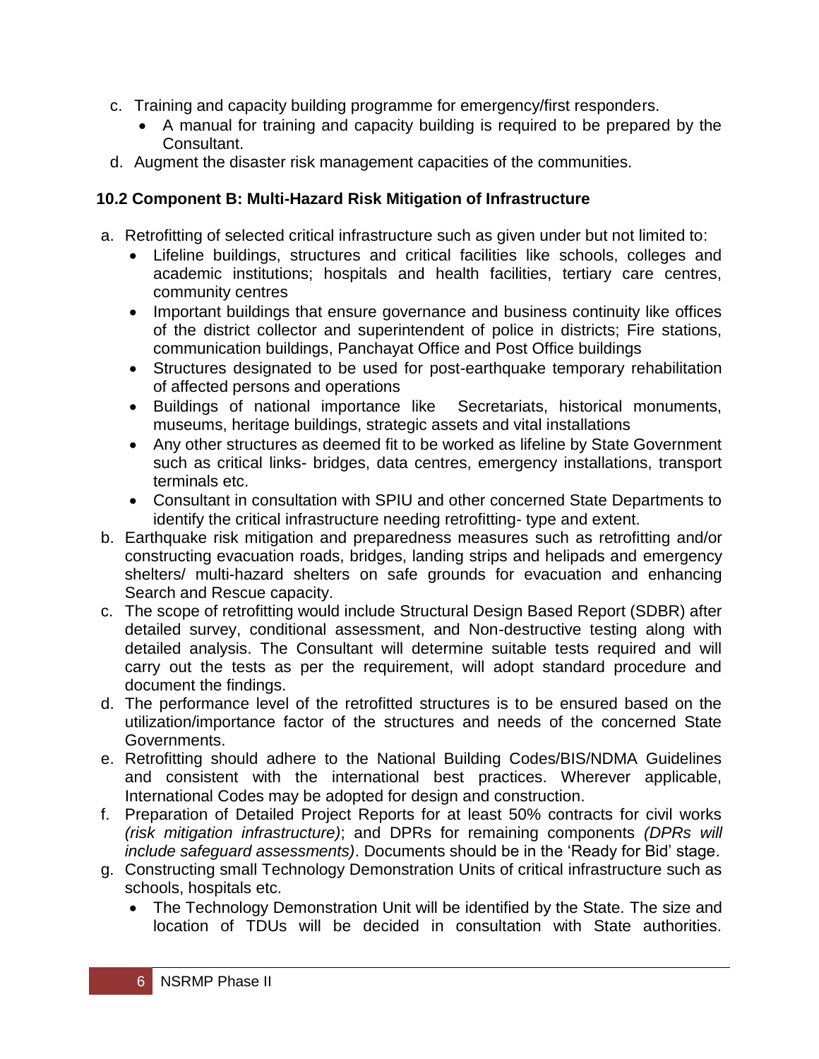c. Training and capacity building programme for emergency/first responders.
   - A manual for training and capacity building is required to be prepared by the Consultant.

d. Augment the disaster risk management capacities of the communities.

### 10.2 Component B: Multi-Hazard Risk Mitigation of Infrastructure

a. Retrofitting of selected critical infrastructure such as given under but not limited to:
   - Lifeline buildings, structures and critical facilities like schools, colleges and academic institutions; hospitals and health facilities, tertiary care centres, community centres
   - Important buildings that ensure governance and business continuity like offices of the district collector and superintendent of police in districts; Fire stations, communication buildings, Panchayat Office and Post Office buildings
   - Structures designated to be used for post-earthquake temporary rehabilitation of affected persons and operations
   - Buildings of national importance like Secretariats, historical monuments, museums, heritage buildings, strategic assets and vital installations
   - Any other structures as deemed fit to be worked as lifeline by State Government such as critical links- bridges, data centres, emergency installations, transport terminals etc.
   - Consultant in consultation with SPIU and other concerned State Departments to identify the critical infrastructure needing retrofitting- type and extent.

b. Earthquake risk mitigation and preparedness measures such as retrofitting and/or constructing evacuation roads, bridges, landing strips and helipads and emergency shelters/ multi-hazard shelters on safe grounds for evacuation and enhancing Search and Rescue capacity.

c. The scope of retrofitting would include Structural Design Based Report (SDBR) after detailed survey, conditional assessment, and Non-destructive testing along with detailed analysis. The Consultant will determine suitable tests required and will carry out the tests as per the requirement, will adopt standard procedure and document the findings.

d. The performance level of the retrofitted structures is to be ensured based on the utilization/importance factor of the structures and needs of the concerned State Governments.

e. Retrofitting should adhere to the National Building Codes/BIS/NDMA Guidelines and consistent with the international best practices. Wherever applicable, International Codes may be adopted for design and construction.

f. Preparation of Detailed Project Reports for at least 50% contracts for civil works *(risk mitigation infrastructure)*; and DPRs for remaining components *(DPRs will include safeguard assessments)*. Documents should be in the 'Ready for Bid' stage.

g. Constructing small Technology Demonstration Units of critical infrastructure such as schools, hospitals etc.
   - The Technology Demonstration Unit will be identified by the State. The size and location of TDUs will be decided in consultation with State authorities.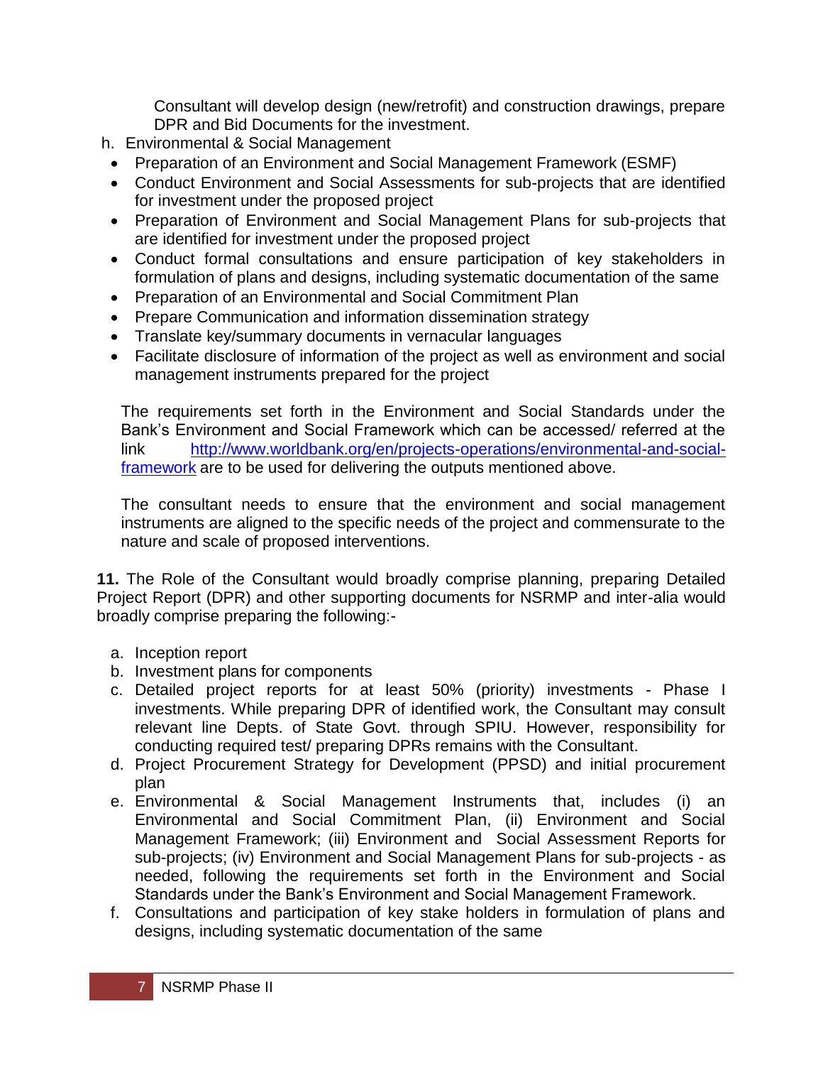Consultant will develop design (new/retrofit) and construction drawings, prepare DPR and Bid Documents for the investment.

h. Environmental & Social Management
  - Preparation of an Environment and Social Management Framework (ESMF)
  - Conduct Environment and Social Assessments for sub-projects that are identified for investment under the proposed project
  - Preparation of Environment and Social Management Plans for sub-projects that are identified for investment under the proposed project
  - Conduct formal consultations and ensure participation of key stakeholders in formulation of plans and designs, including systematic documentation of the same
  - Preparation of an Environmental and Social Commitment Plan
  - Prepare Communication and information dissemination strategy
  - Translate key/summary documents in vernacular languages
  - Facilitate disclosure of information of the project as well as environment and social management instruments prepared for the project

  The requirements set forth in the Environment and Social Standards under the Bank's Environment and Social Framework which can be accessed/ referred at the link [http://www.worldbank.org/en/projects-operations/environmental-and-social-framework](http://www.worldbank.org/en/projects-operations/environmental-and-social-framework) are to be used for delivering the outputs mentioned above.

  The consultant needs to ensure that the environment and social management instruments are aligned to the specific needs of the project and commensurate to the nature and scale of proposed interventions.

**11.** The Role of the Consultant would broadly comprise planning, preparing Detailed Project Report (DPR) and other supporting documents for NSRMP and inter-alia would broadly comprise preparing the following:-

a. Inception report
b. Investment plans for components
c. Detailed project reports for at least 50% (priority) investments - Phase I investments. While preparing DPR of identified work, the Consultant may consult relevant line Depts. of State Govt. through SPIU. However, responsibility for conducting required test/ preparing DPRs remains with the Consultant.
d. Project Procurement Strategy for Development (PPSD) and initial procurement plan
e. Environmental & Social Management Instruments that, includes (i) an Environmental and Social Commitment Plan, (ii) Environment and Social Management Framework; (iii) Environment and Social Assessment Reports for sub-projects; (iv) Environment and Social Management Plans for sub-projects - as needed, following the requirements set forth in the Environment and Social Standards under the Bank's Environment and Social Management Framework.
f. Consultations and participation of key stake holders in formulation of plans and designs, including systematic documentation of the same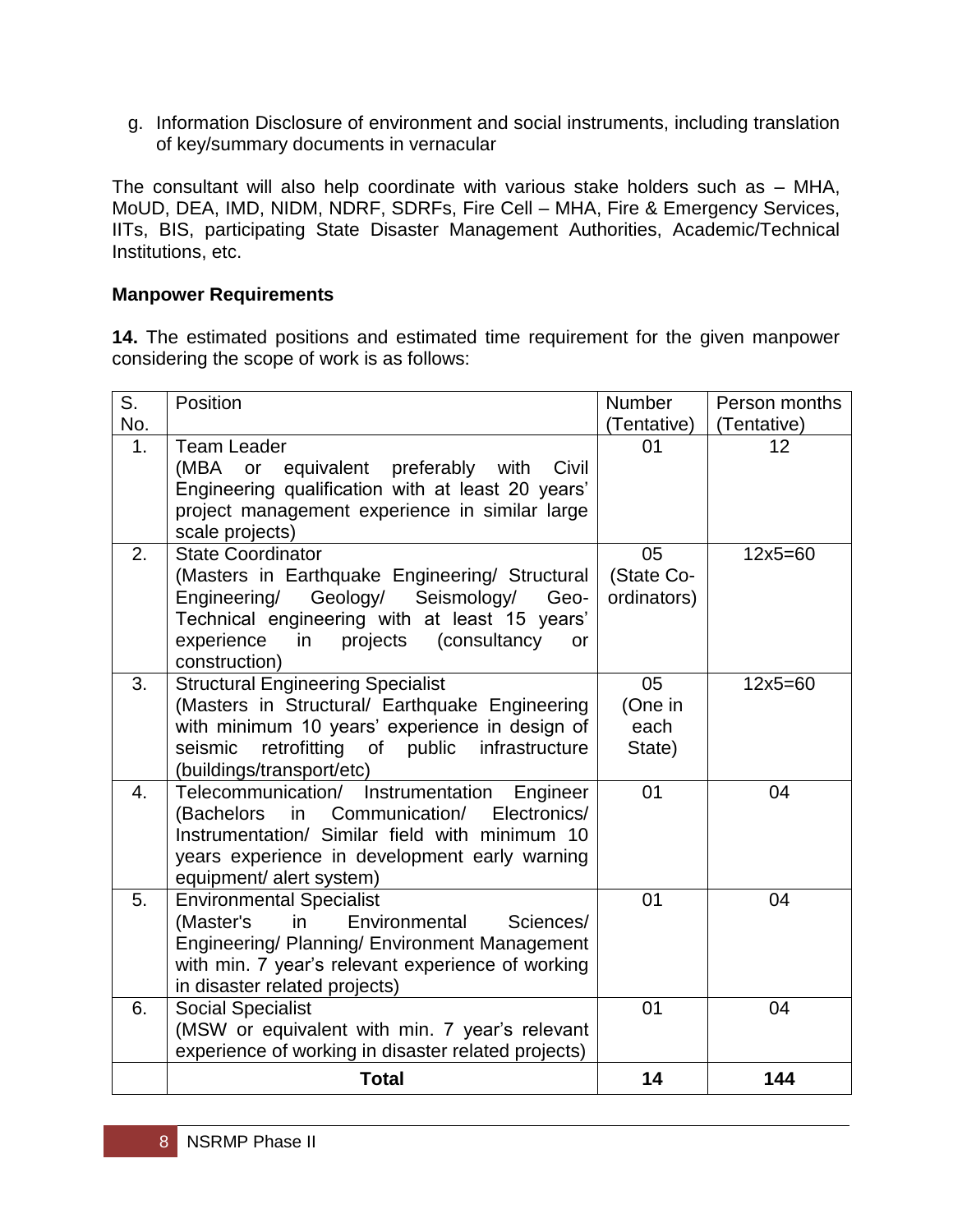g. Information Disclosure of environment and social instruments, including translation of key/summary documents in vernacular

The consultant will also help coordinate with various stake holders such as – MHA, MoUD, DEA, IMD, NIDM, NDRF, SDRFs, Fire Cell – MHA, Fire & Emergency Services, IITs, BIS, participating State Disaster Management Authorities, Academic/Technical Institutions, etc.

**Manpower Requirements**

**14.** The estimated positions and estimated time requirement for the given manpower considering the scope of work is as follows:

| S. No. | Position | Number (Tentative) | Person months (Tentative) |
|---|---|---|---|
| 1. | Team Leader (MBA or equivalent preferably with Civil Engineering qualification with at least 20 years' project management experience in similar large scale projects) | 01 | 12 |
| 2. | State Coordinator (Masters in Earthquake Engineering/ Structural Engineering/ Geology/ Seismology/ Geo-Technical engineering with at least 15 years' experience in projects (consultancy or construction) | 05 (State Co-ordinators) | 12x5=60 |
| 3. | Structural Engineering Specialist (Masters in Structural/ Earthquake Engineering with minimum 10 years' experience in design of seismic retrofitting of public infrastructure (buildings/transport/etc) | 05 (One in each State) | 12x5=60 |
| 4. | Telecommunication/ Instrumentation Engineer (Bachelors in Communication/ Electronics/ Instrumentation/ Similar field with minimum 10 years experience in development early warning equipment/ alert system) | 01 | 04 |
| 5. | Environmental Specialist (Master's in Environmental Sciences/ Engineering/ Planning/ Environment Management with min. 7 year's relevant experience of working in disaster related projects) | 01 | 04 |
| 6. | Social Specialist (MSW or equivalent with min. 7 year's relevant experience of working in disaster related projects) | 01 | 04 |
| | **Total** | **14** | **144** |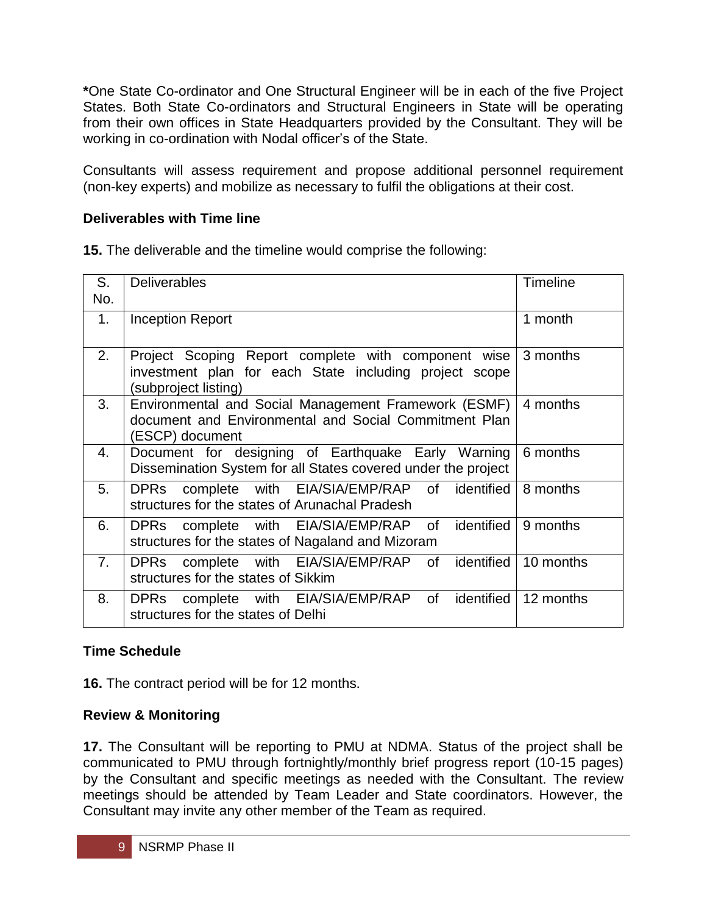*One State Co-ordinator and One Structural Engineer will be in each of the five Project States. Both State Co-ordinators and Structural Engineers in State will be operating from their own offices in State Headquarters provided by the Consultant. They will be working in co-ordination with Nodal officer's of the State.

Consultants will assess requirement and propose additional personnel requirement (non-key experts) and mobilize as necessary to fulfil the obligations at their cost.

### Deliverables with Time line

**15.** The deliverable and the timeline would comprise the following:

| S. No. | Deliverables | Timeline |
|---|---|---|
| 1. | Inception Report | 1 month |
| 2. | Project Scoping Report complete with component wise investment plan for each State including project scope (subproject listing) | 3 months |
| 3. | Environmental and Social Management Framework (ESMF) document and Environmental and Social Commitment Plan (ESCP) document | 4 months |
| 4. | Document for designing of Earthquake Early Warning Dissemination System for all States covered under the project | 6 months |
| 5. | DPRs complete with EIA/SIA/EMP/RAP of identified structures for the states of Arunachal Pradesh | 8 months |
| 6. | DPRs complete with EIA/SIA/EMP/RAP of identified structures for the states of Nagaland and Mizoram | 9 months |
| 7. | DPRs complete with EIA/SIA/EMP/RAP of identified structures for the states of Sikkim | 10 months |
| 8. | DPRs complete with EIA/SIA/EMP/RAP of identified structures for the states of Delhi | 12 months |

### Time Schedule

**16.** The contract period will be for 12 months.

### Review & Monitoring

**17.** The Consultant will be reporting to PMU at NDMA. Status of the project shall be communicated to PMU through fortnightly/monthly brief progress report (10-15 pages) by the Consultant and specific meetings as needed with the Consultant. The review meetings should be attended by Team Leader and State coordinators. However, the Consultant may invite any other member of the Team as required.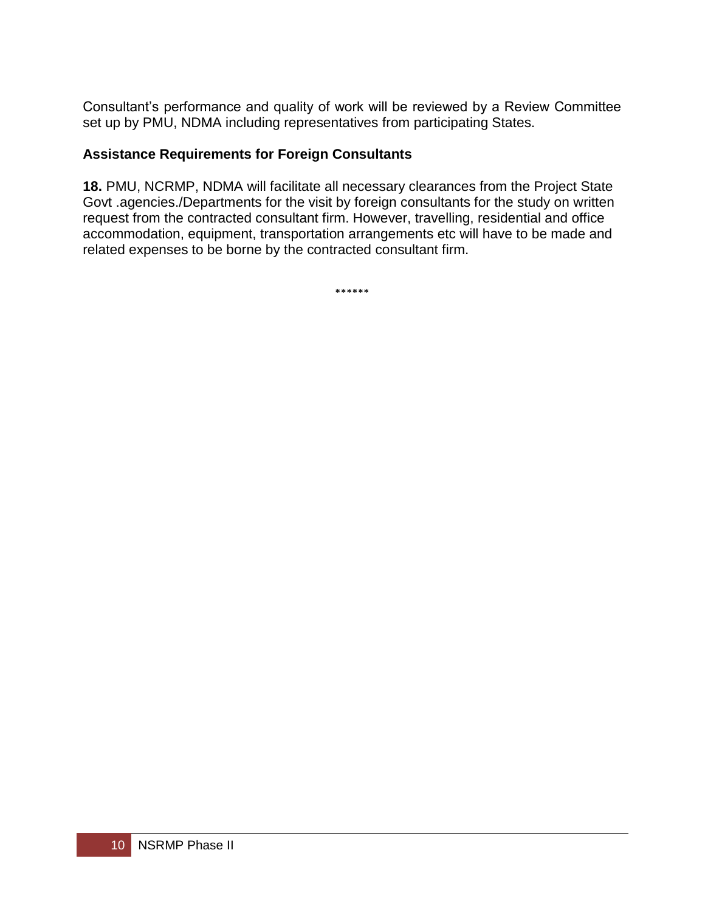Consultant's performance and quality of work will be reviewed by a Review Committee set up by PMU, NDMA including representatives from participating States.

**Assistance Requirements for Foreign Consultants**

**18.** PMU, NCRMP, NDMA will facilitate all necessary clearances from the Project State Govt .agencies./Departments for the visit by foreign consultants for the study on written request from the contracted consultant firm. However, travelling, residential and office accommodation, equipment, transportation arrangements etc will have to be made and related expenses to be borne by the contracted consultant firm.

******